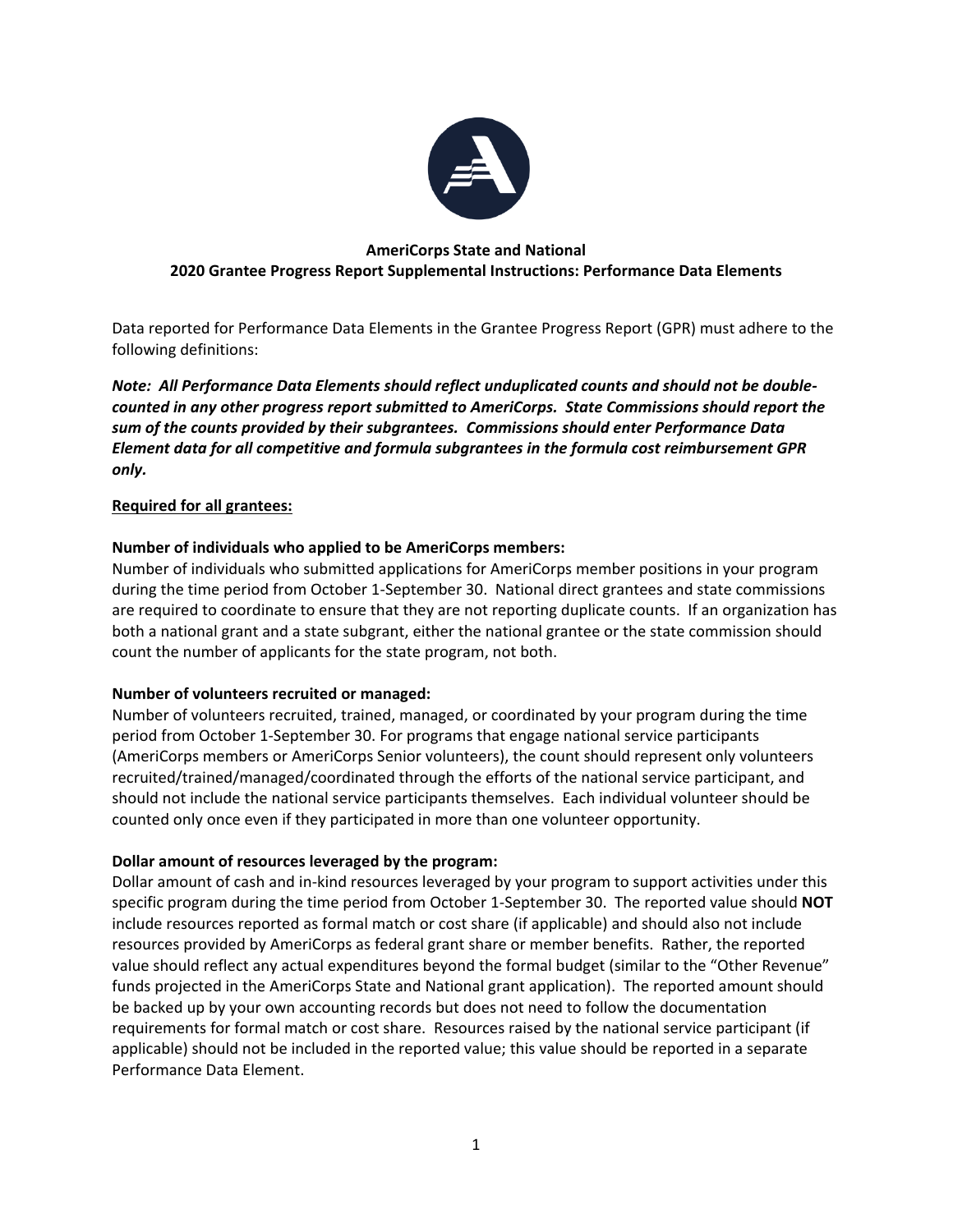# AmeriCorps State and National
## 2020 Grantee Progress Report Supplemental Instructions: Performance Data Elements

Data reported for Performance Data Elements in the Grantee Progress Report (GPR) must adhere to the following definitions:

***Note: All Performance Data Elements should reflect unduplicated counts and should not be double-counted in any other progress report submitted to AmeriCorps. State Commissions should report the sum of the counts provided by their subgrantees. Commissions should enter Performance Data Element data for all competitive and formula subgrantees in the formula cost reimbursement GPR only.***

**Required for all grantees:**

**Number of individuals who applied to be AmeriCorps members:**
Number of individuals who submitted applications for AmeriCorps member positions in your program during the time period from October 1-September 30. National direct grantees and state commissions are required to coordinate to ensure that they are not reporting duplicate counts. If an organization has both a national grant and a state subgrant, either the national grantee or the state commission should count the number of applicants for the state program, not both.

**Number of volunteers recruited or managed:**
Number of volunteers recruited, trained, managed, or coordinated by your program during the time period from October 1-September 30. For programs that engage national service participants (AmeriCorps members or AmeriCorps Senior volunteers), the count should represent only volunteers recruited/trained/managed/coordinated through the efforts of the national service participant, and should not include the national service participants themselves. Each individual volunteer should be counted only once even if they participated in more than one volunteer opportunity.

**Dollar amount of resources leveraged by the program:**
Dollar amount of cash and in-kind resources leveraged by your program to support activities under this specific program during the time period from October 1-September 30. The reported value should **NOT** include resources reported as formal match or cost share (if applicable) and should also not include resources provided by AmeriCorps as federal grant share or member benefits. Rather, the reported value should reflect any actual expenditures beyond the formal budget (similar to the "Other Revenue" funds projected in the AmeriCorps State and National grant application). The reported amount should be backed up by your own accounting records but does not need to follow the documentation requirements for formal match or cost share. Resources raised by the national service participant (if applicable) should not be included in the reported value; this value should be reported in a separate Performance Data Element.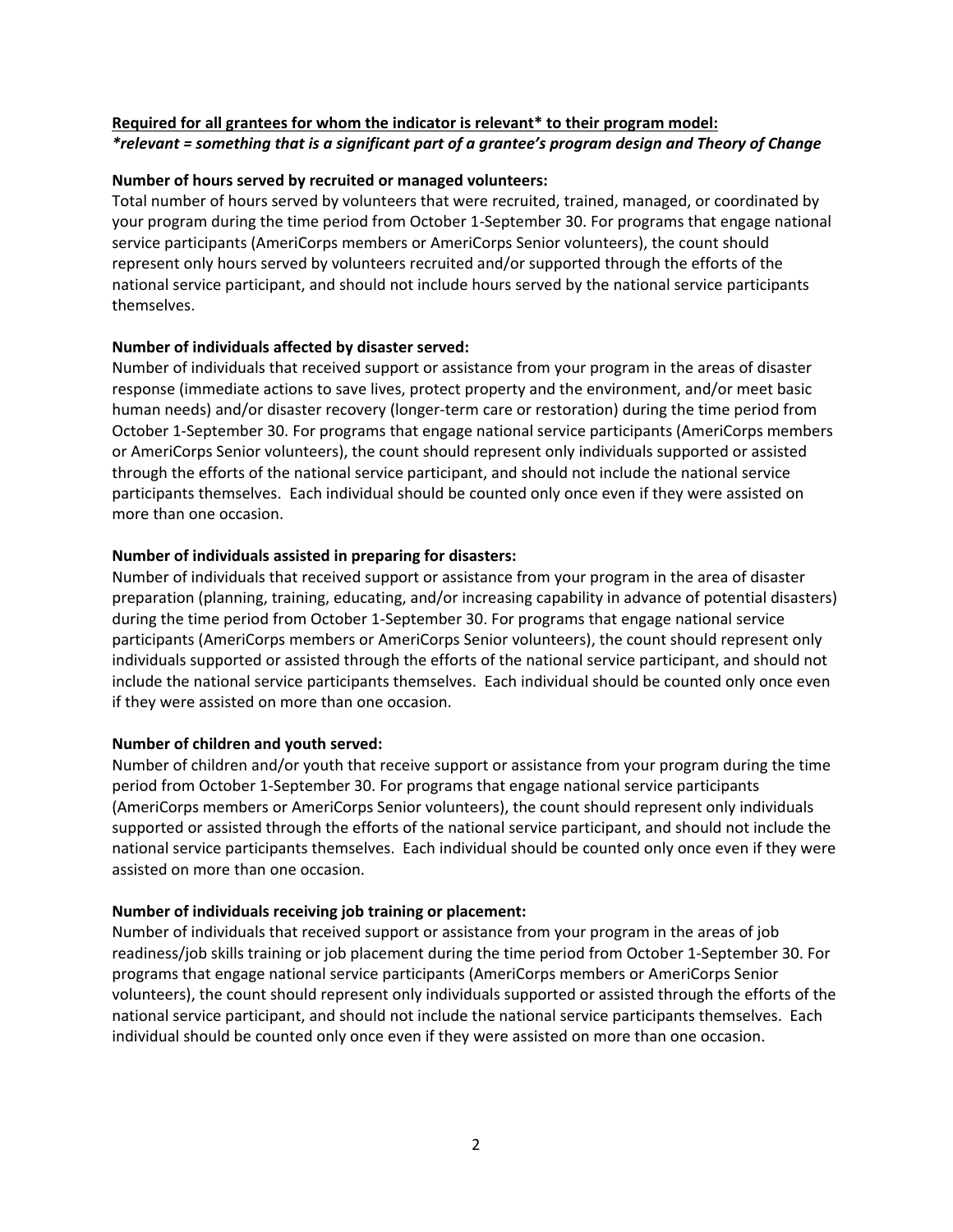**<u>Required for all grantees for whom the indicator is relevant* to their program model:</u>**
***relevant = something that is a significant part of a grantee's program design and Theory of Change***

**Number of hours served by recruited or managed volunteers:**
Total number of hours served by volunteers that were recruited, trained, managed, or coordinated by your program during the time period from October 1-September 30. For programs that engage national service participants (AmeriCorps members or AmeriCorps Senior volunteers), the count should represent only hours served by volunteers recruited and/or supported through the efforts of the national service participant, and should not include hours served by the national service participants themselves.

**Number of individuals affected by disaster served:**
Number of individuals that received support or assistance from your program in the areas of disaster response (immediate actions to save lives, protect property and the environment, and/or meet basic human needs) and/or disaster recovery (longer-term care or restoration) during the time period from October 1-September 30. For programs that engage national service participants (AmeriCorps members or AmeriCorps Senior volunteers), the count should represent only individuals supported or assisted through the efforts of the national service participant, and should not include the national service participants themselves. Each individual should be counted only once even if they were assisted on more than one occasion.

**Number of individuals assisted in preparing for disasters:**
Number of individuals that received support or assistance from your program in the area of disaster preparation (planning, training, educating, and/or increasing capability in advance of potential disasters) during the time period from October 1-September 30. For programs that engage national service participants (AmeriCorps members or AmeriCorps Senior volunteers), the count should represent only individuals supported or assisted through the efforts of the national service participant, and should not include the national service participants themselves. Each individual should be counted only once even if they were assisted on more than one occasion.

**Number of children and youth served:**
Number of children and/or youth that receive support or assistance from your program during the time period from October 1-September 30. For programs that engage national service participants (AmeriCorps members or AmeriCorps Senior volunteers), the count should represent only individuals supported or assisted through the efforts of the national service participant, and should not include the national service participants themselves. Each individual should be counted only once even if they were assisted on more than one occasion.

**Number of individuals receiving job training or placement:**
Number of individuals that received support or assistance from your program in the areas of job readiness/job skills training or job placement during the time period from October 1-September 30. For programs that engage national service participants (AmeriCorps members or AmeriCorps Senior volunteers), the count should represent only individuals supported or assisted through the efforts of the national service participant, and should not include the national service participants themselves. Each individual should be counted only once even if they were assisted on more than one occasion.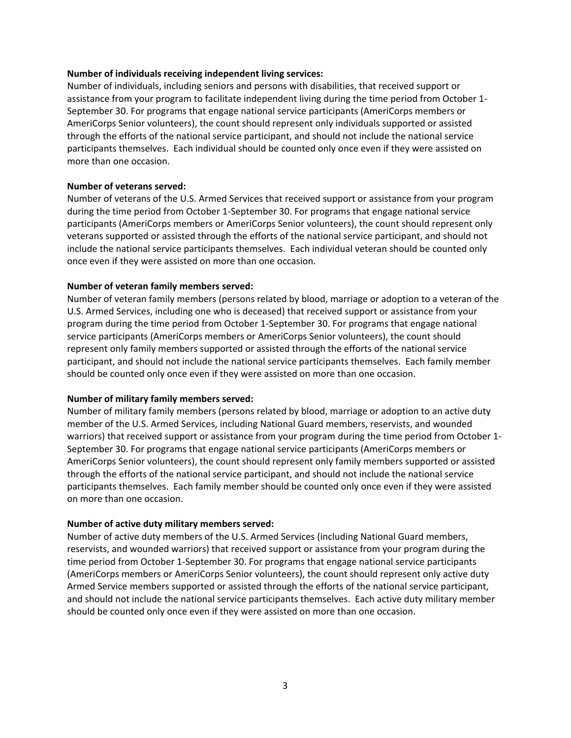**Number of individuals receiving independent living services:**
Number of individuals, including seniors and persons with disabilities, that received support or assistance from your program to facilitate independent living during the time period from October 1-September 30. For programs that engage national service participants (AmeriCorps members or AmeriCorps Senior volunteers), the count should represent only individuals supported or assisted through the efforts of the national service participant, and should not include the national service participants themselves. Each individual should be counted only once even if they were assisted on more than one occasion.

**Number of veterans served:**
Number of veterans of the U.S. Armed Services that received support or assistance from your program during the time period from October 1-September 30. For programs that engage national service participants (AmeriCorps members or AmeriCorps Senior volunteers), the count should represent only veterans supported or assisted through the efforts of the national service participant, and should not include the national service participants themselves. Each individual veteran should be counted only once even if they were assisted on more than one occasion.

**Number of veteran family members served:**
Number of veteran family members (persons related by blood, marriage or adoption to a veteran of the U.S. Armed Services, including one who is deceased) that received support or assistance from your program during the time period from October 1-September 30. For programs that engage national service participants (AmeriCorps members or AmeriCorps Senior volunteers), the count should represent only family members supported or assisted through the efforts of the national service participant, and should not include the national service participants themselves. Each family member should be counted only once even if they were assisted on more than one occasion.

**Number of military family members served:**
Number of military family members (persons related by blood, marriage or adoption to an active duty member of the U.S. Armed Services, including National Guard members, reservists, and wounded warriors) that received support or assistance from your program during the time period from October 1-September 30. For programs that engage national service participants (AmeriCorps members or AmeriCorps Senior volunteers), the count should represent only family members supported or assisted through the efforts of the national service participant, and should not include the national service participants themselves. Each family member should be counted only once even if they were assisted on more than one occasion.

**Number of active duty military members served:**
Number of active duty members of the U.S. Armed Services (including National Guard members, reservists, and wounded warriors) that received support or assistance from your program during the time period from October 1-September 30. For programs that engage national service participants (AmeriCorps members or AmeriCorps Senior volunteers), the count should represent only active duty Armed Service members supported or assisted through the efforts of the national service participant, and should not include the national service participants themselves. Each active duty military member should be counted only once even if they were assisted on more than one occasion.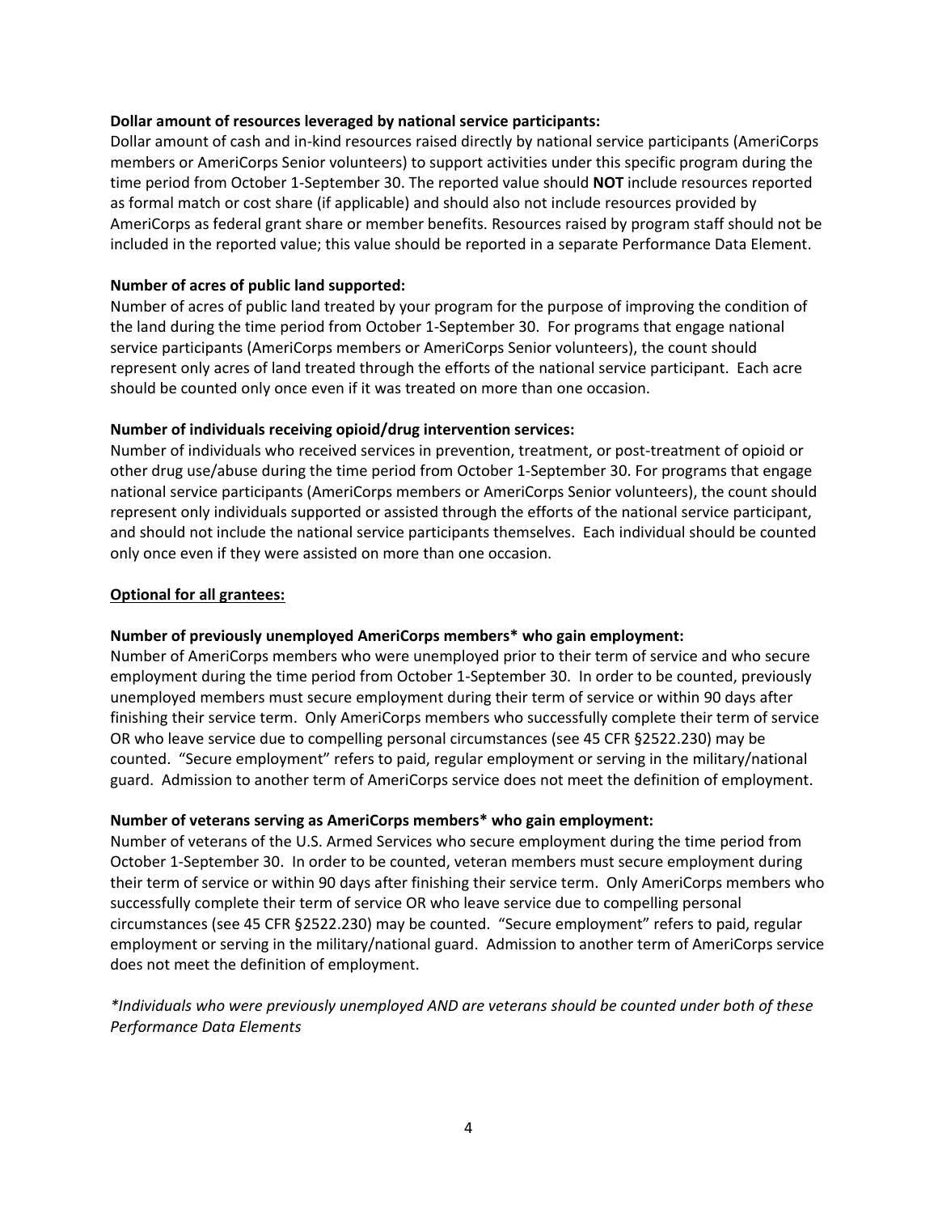**Dollar amount of resources leveraged by national service participants:**
Dollar amount of cash and in-kind resources raised directly by national service participants (AmeriCorps members or AmeriCorps Senior volunteers) to support activities under this specific program during the time period from October 1-September 30. The reported value should **NOT** include resources reported as formal match or cost share (if applicable) and should also not include resources provided by AmeriCorps as federal grant share or member benefits. Resources raised by program staff should not be included in the reported value; this value should be reported in a separate Performance Data Element.

**Number of acres of public land supported:**
Number of acres of public land treated by your program for the purpose of improving the condition of the land during the time period from October 1-September 30. For programs that engage national service participants (AmeriCorps members or AmeriCorps Senior volunteers), the count should represent only acres of land treated through the efforts of the national service participant. Each acre should be counted only once even if it was treated on more than one occasion.

**Number of individuals receiving opioid/drug intervention services:**
Number of individuals who received services in prevention, treatment, or post-treatment of opioid or other drug use/abuse during the time period from October 1-September 30. For programs that engage national service participants (AmeriCorps members or AmeriCorps Senior volunteers), the count should represent only individuals supported or assisted through the efforts of the national service participant, and should not include the national service participants themselves. Each individual should be counted only once even if they were assisted on more than one occasion.

**Optional for all grantees:**

**Number of previously unemployed AmeriCorps members* who gain employment:**
Number of AmeriCorps members who were unemployed prior to their term of service and who secure employment during the time period from October 1-September 30. In order to be counted, previously unemployed members must secure employment during their term of service or within 90 days after finishing their service term. Only AmeriCorps members who successfully complete their term of service OR who leave service due to compelling personal circumstances (see 45 CFR §2522.230) may be counted. "Secure employment" refers to paid, regular employment or serving in the military/national guard. Admission to another term of AmeriCorps service does not meet the definition of employment.

**Number of veterans serving as AmeriCorps members* who gain employment:**
Number of veterans of the U.S. Armed Services who secure employment during the time period from October 1-September 30. In order to be counted, veteran members must secure employment during their term of service or within 90 days after finishing their service term. Only AmeriCorps members who successfully complete their term of service OR who leave service due to compelling personal circumstances (see 45 CFR §2522.230) may be counted. "Secure employment" refers to paid, regular employment or serving in the military/national guard. Admission to another term of AmeriCorps service does not meet the definition of employment.

*\*Individuals who were previously unemployed AND are veterans should be counted under both of these Performance Data Elements*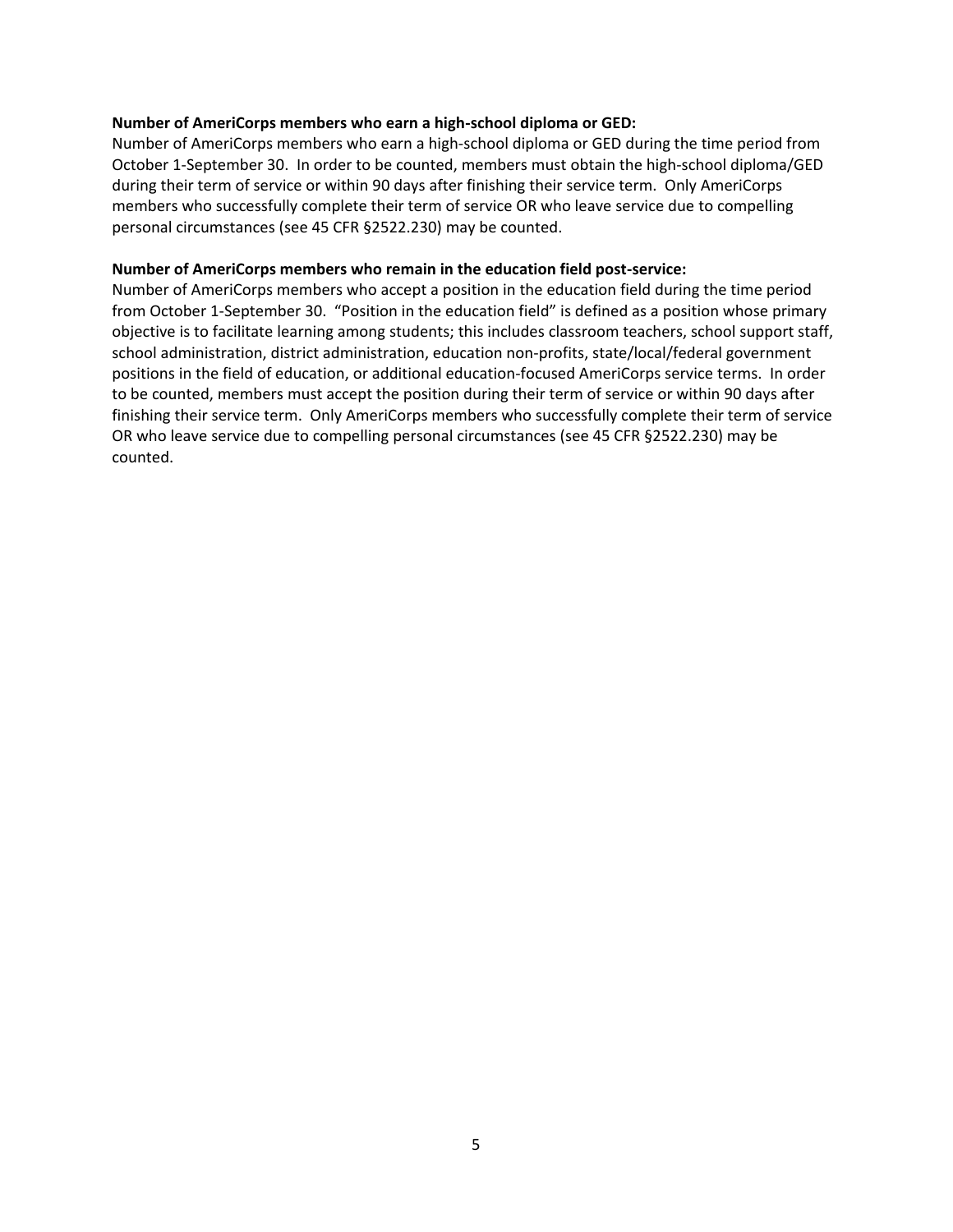**Number of AmeriCorps members who earn a high-school diploma or GED:**

Number of AmeriCorps members who earn a high-school diploma or GED during the time period from October 1-September 30. In order to be counted, members must obtain the high-school diploma/GED during their term of service or within 90 days after finishing their service term. Only AmeriCorps members who successfully complete their term of service OR who leave service due to compelling personal circumstances (see 45 CFR §2522.230) may be counted.

**Number of AmeriCorps members who remain in the education field post-service:**

Number of AmeriCorps members who accept a position in the education field during the time period from October 1-September 30. "Position in the education field" is defined as a position whose primary objective is to facilitate learning among students; this includes classroom teachers, school support staff, school administration, district administration, education non-profits, state/local/federal government positions in the field of education, or additional education-focused AmeriCorps service terms. In order to be counted, members must accept the position during their term of service or within 90 days after finishing their service term. Only AmeriCorps members who successfully complete their term of service OR who leave service due to compelling personal circumstances (see 45 CFR §2522.230) may be counted.